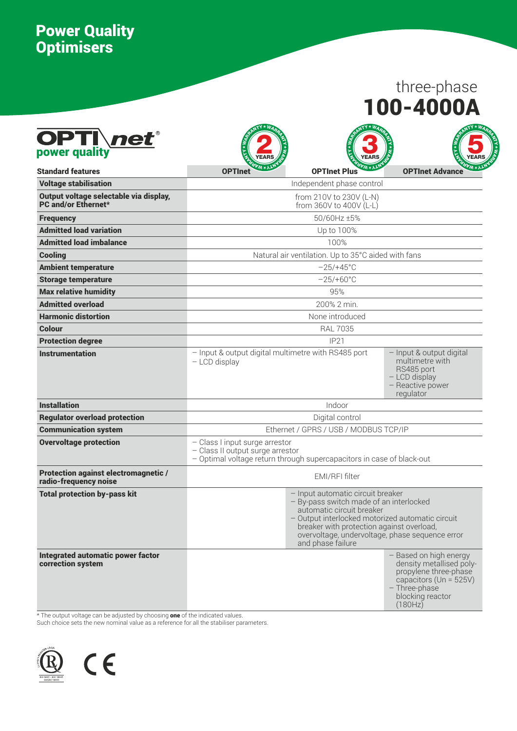# Power Quality Optimisers

three-phase
**100-4000A**

**OPTInet power quality**

| Standard features | OPTInet (2 years warranty) | OPTInet Plus (3 years warranty) | OPTInet Advance (5 years warranty) |
|---|---|---|---|
| **Voltage stabilisation** | Independent phase control | | |
| **Output voltage selectable via display, PC and/or Ethernet*** | from 210V to 230V (L-N)<br>from 360V to 400V (L-L) | | |
| **Frequency** | 50/60Hz ±5% | | |
| **Admitted load variation** | Up to 100% | | |
| **Admitted load imbalance** | 100% | | |
| **Cooling** | Natural air ventilation. Up to 35°C aided with fans | | |
| **Ambient temperature** | −25/+45°C | | |
| **Storage temperature** | −25/+60°C | | |
| **Max relative humidity** | 95% | | |
| **Admitted overload** | 200% 2 min. | | |
| **Harmonic distortion** | None introduced | | |
| **Colour** | RAL 7035 | | |
| **Protection degree** | IP21 | | |
| **Instrumentation** | – Input & output digital multimetre with RS485 port<br>– LCD display | | – Input & output digital multimetre with RS485 port<br>– LCD display<br>– Reactive power regulator |
| **Installation** | Indoor | | |
| **Regulator overload protection** | Digital control | | |
| **Communication system** | Ethernet / GPRS / USB / MODBUS TCP/IP | | |
| **Overvoltage protection** | – Class I input surge arrestor<br>– Class II output surge arrestor<br>– Optimal voltage return through supercapacitors in case of black-out | | |
| **Protection against electromagnetic / radio-frequency noise** | EMI/RFI filter | | |
| **Total protection by-pass kit** | | – Input automatic circuit breaker<br>– By-pass switch made of an interlocked automatic circuit breaker<br>– Output interlocked motorized automatic circuit breaker with protection against overload, overvoltage, undervoltage, phase sequence error and phase failure | |
| **Integrated automatic power factor correction system** | | | – Based on high energy density metallised poly-propylene three-phase capacitors (Un = 525V)<br>– Three-phase blocking reactor (180Hz) |

\* The output voltage can be adjusted by choosing **one** of the indicated values.
Such choice sets the new nominal value as a reference for all the stabiliser parameters.

ISO 9001 · ISO 14001 · OHSAS 18001

CE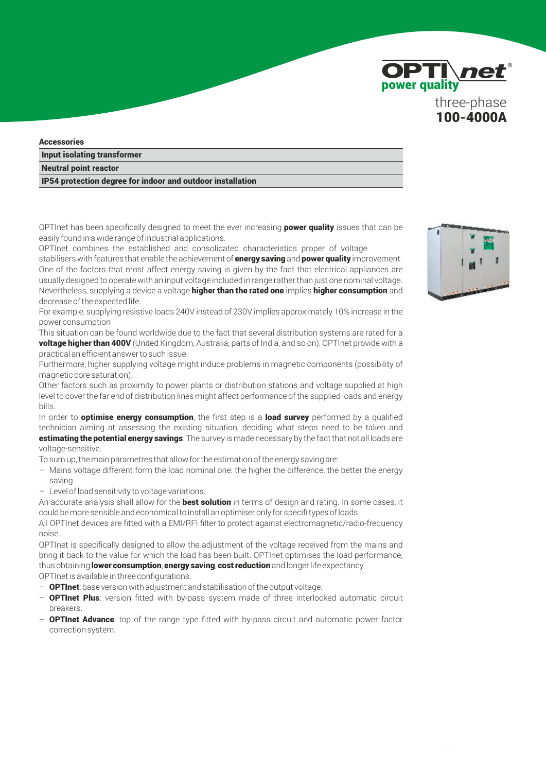### Accessories

| Accessories |
| --- |
| Input isolating transformer |
| Neutral point reactor |
| IP54 protection degree for indoor and outdoor installation |

OPTInet has been specifically designed to meet the ever increasing **power quality** issues that can be easily found in a wide range of industrial applications.

OPTInet combines the established and consolidated characteristics proper of voltage stabilisers with features that enable the achievement of **energy saving** and **power quality** improvement.

One of the factors that most affect energy saving is given by the fact that electrical appliances are usually designed to operate with an input voltage included in range rather than just one nominal voltage. Nevertheless, supplying a device a voltage **higher than the rated one** implies **higher consumption** and decrease of the expected life.

For example, supplying resistive loads 240V instead of 230V implies approximately 10% increase in the power consumption

This situation can be found worldwide due to the fact that several distribution systems are rated for a **voltage higher than 400V** (United Kingdom, Australia, parts of India, and so on): OPTInet provide with a practical an efficient answer to such issue.

Furthermore, higher supplying voltage might induce problems in magnetic components (possibility of magnetic core saturation).

Other factors such as proximity to power plants or distribution stations and voltage supplied at high level to cover the far end of distribution lines might affect performance of the supplied loads and energy bills.

In order to **optimise energy consumption**, the first step is a **load survey** performed by a qualified technician aiming at assessing the existing situation, deciding what steps need to be taken and **estimating the potential energy savings**. The survey is made necessary by the fact that not all loads are voltage-sensitive.

To sum up, the main parametres that allow for the estimation of the energy saving are:

- Mains voltage different form the load nominal one: the higher the difference, the better the energy saving.
- Level of load sensitivity to voltage variations.

An accurate analysis shall allow for the **best solution** in terms of design and rating. In some cases, it could be more sensible and economical to install an optimiser only for specifi types of loads.

All OPTInet devices are fitted with a EMI/RFI filter to protect against electromagnetic/radio-frequency noise.

OPTInet is specifically designed to allow the adjustment of the voltage received from the mains and bring it back to the value for which the load has been built. OPTInet optimises the load performance, thus obtaining **lower consumption**, **energy saving**, **cost reduction** and longer life expectancy.

OPTInet is available in three configurations:

- **OPTInet**: base version with adjustment and stabilisation of the output voltage.
- **OPTInet Plus**: version fitted with by-pass system made of three interlocked automatic circuit breakers.
- **OPTInet Advance**: top of the range type fitted with by-pass circuit and automatic power factor correction system.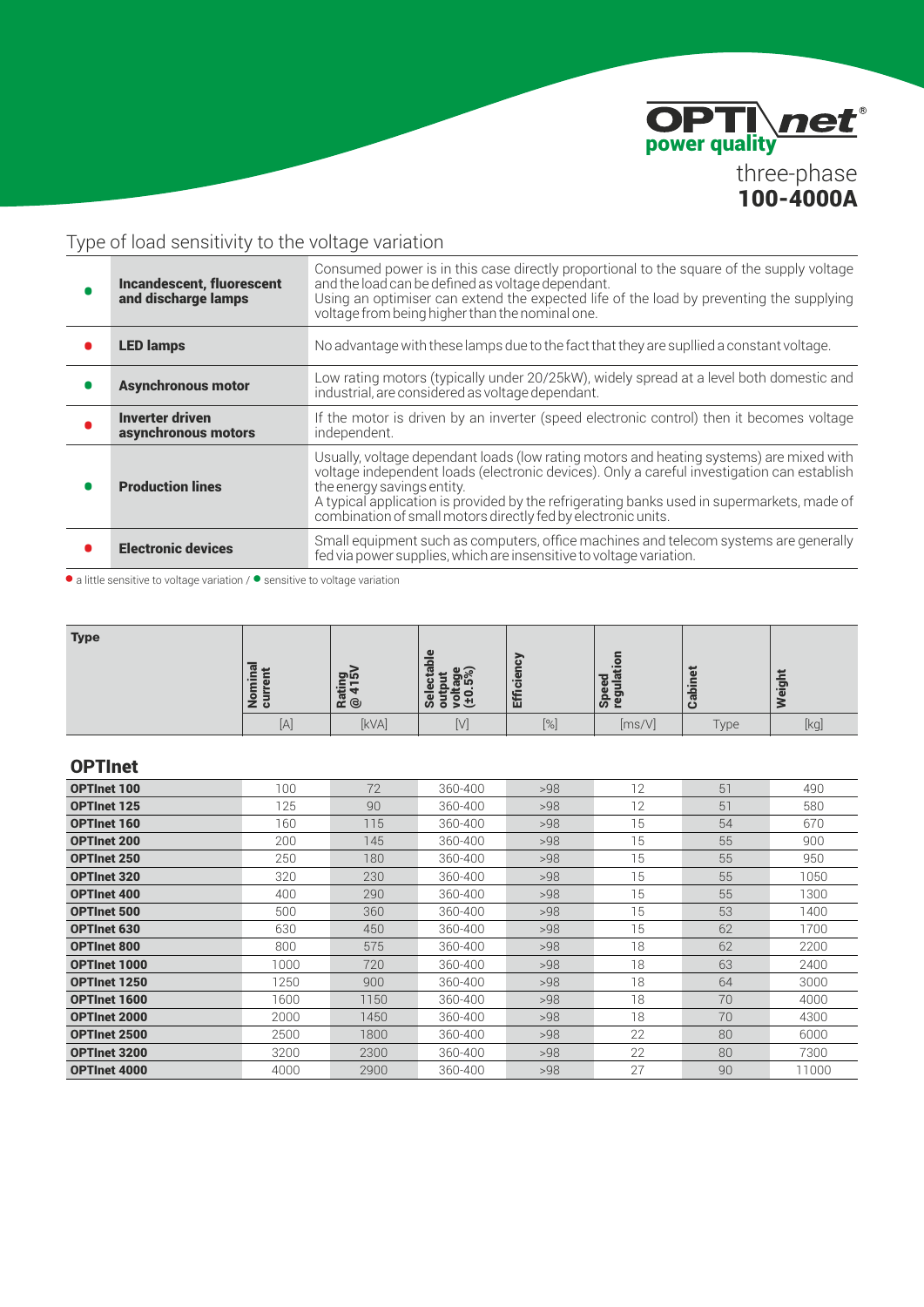OPTInet® power quality

three-phase
**100-4000A**

## Type of load sensitivity to the voltage variation

| | | |
|---|---|---|
| ● | **Incandescent, fluorescent and discharge lamps** | Consumed power is in this case directly proportional to the square of the supply voltage and the load can be defined as voltage dependant. Using an optimiser can extend the expected life of the load by preventing the supplying voltage from being higher than the nominal one. |
| ● | **LED lamps** | No advantage with these lamps due to the fact that they are supllied a constant voltage. |
| ● | **Asynchronous motor** | Low rating motors (typically under 20/25kW), widely spread at a level both domestic and industrial, are considered as voltage dependant. |
| ● | **Inverter driven asynchronous motors** | If the motor is driven by an inverter (speed electronic control) then it becomes voltage independent. |
| ● | **Production lines** | Usually, voltage dependant loads (low rating motors and heating systems) are mixed with voltage independent loads (electronic devices). Only a careful investigation can establish the energy savings entity. A typical application is provided by the refrigerating banks used in supermarkets, made of combination of small motors directly fed by electronic units. |
| ● | **Electronic devices** | Small equipment such as computers, office machines and telecom systems are generally fed via power supplies, which are insensitive to voltage variation. |

● a little sensitive to voltage variation / ● sensitive to voltage variation

| Type | Nominal current | Rating @ 415V | Selectable output voltage (±0.5%) | Efficiency | Speed regulation | Cabinet | Weight |
|---|---|---|---|---|---|---|---|
| | [A] | [kVA] | [V] | [%] | [ms/V] | Type | [kg] |
| **OPTInet** | | | | | | | |
| **OPTInet 100** | 100 | 72 | 360-400 | >98 | 12 | 51 | 490 |
| **OPTInet 125** | 125 | 90 | 360-400 | >98 | 12 | 51 | 580 |
| **OPTInet 160** | 160 | 115 | 360-400 | >98 | 15 | 54 | 670 |
| **OPTInet 200** | 200 | 145 | 360-400 | >98 | 15 | 55 | 900 |
| **OPTInet 250** | 250 | 180 | 360-400 | >98 | 15 | 55 | 950 |
| **OPTInet 320** | 320 | 230 | 360-400 | >98 | 15 | 55 | 1050 |
| **OPTInet 400** | 400 | 290 | 360-400 | >98 | 15 | 55 | 1300 |
| **OPTInet 500** | 500 | 360 | 360-400 | >98 | 15 | 53 | 1400 |
| **OPTInet 630** | 630 | 450 | 360-400 | >98 | 15 | 62 | 1700 |
| **OPTInet 800** | 800 | 575 | 360-400 | >98 | 18 | 62 | 2200 |
| **OPTInet 1000** | 1000 | 720 | 360-400 | >98 | 18 | 63 | 2400 |
| **OPTInet 1250** | 1250 | 900 | 360-400 | >98 | 18 | 64 | 3000 |
| **OPTInet 1600** | 1600 | 1150 | 360-400 | >98 | 18 | 70 | 4000 |
| **OPTInet 2000** | 2000 | 1450 | 360-400 | >98 | 18 | 70 | 4300 |
| **OPTInet 2500** | 2500 | 1800 | 360-400 | >98 | 22 | 80 | 6000 |
| **OPTInet 3200** | 3200 | 2300 | 360-400 | >98 | 22 | 80 | 7300 |
| **OPTInet 4000** | 4000 | 2900 | 360-400 | >98 | 27 | 90 | 11000 |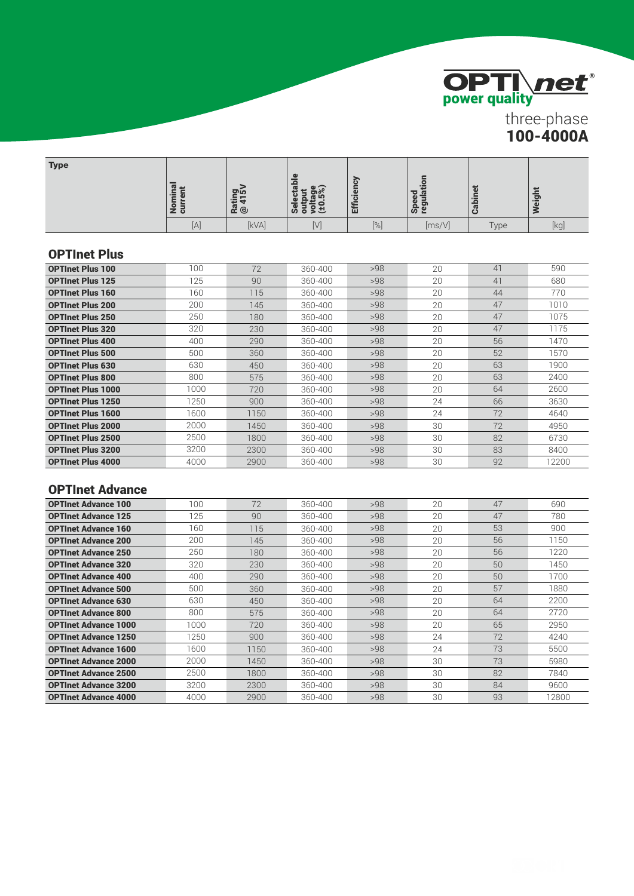OPTInet power quality

three-phase
**100-4000A**

| Type | Nominal current | Rating @ 415V | Selectable output voltage (±0.5%) | Efficiency | Speed regulation | Cabinet | Weight |
|---|---|---|---|---|---|---|---|
| | [A] | [kVA] | [V] | [%] | [ms/V] | Type | [kg] |

## OPTInet Plus

| Type | Nominal current [A] | Rating @ 415V [kVA] | Selectable output voltage (±0.5%) [V] | Efficiency [%] | Speed regulation [ms/V] | Cabinet Type | Weight [kg] |
|---|---|---|---|---|---|---|---|
| **OPTInet Plus 100** | 100 | 72 | 360-400 | >98 | 20 | 41 | 590 |
| **OPTInet Plus 125** | 125 | 90 | 360-400 | >98 | 20 | 41 | 680 |
| **OPTInet Plus 160** | 160 | 115 | 360-400 | >98 | 20 | 44 | 770 |
| **OPTInet Plus 200** | 200 | 145 | 360-400 | >98 | 20 | 47 | 1010 |
| **OPTInet Plus 250** | 250 | 180 | 360-400 | >98 | 20 | 47 | 1075 |
| **OPTInet Plus 320** | 320 | 230 | 360-400 | >98 | 20 | 47 | 1175 |
| **OPTInet Plus 400** | 400 | 290 | 360-400 | >98 | 20 | 56 | 1470 |
| **OPTInet Plus 500** | 500 | 360 | 360-400 | >98 | 20 | 52 | 1570 |
| **OPTInet Plus 630** | 630 | 450 | 360-400 | >98 | 20 | 63 | 1900 |
| **OPTInet Plus 800** | 800 | 575 | 360-400 | >98 | 20 | 63 | 2400 |
| **OPTInet Plus 1000** | 1000 | 720 | 360-400 | >98 | 20 | 64 | 2600 |
| **OPTInet Plus 1250** | 1250 | 900 | 360-400 | >98 | 24 | 66 | 3630 |
| **OPTInet Plus 1600** | 1600 | 1150 | 360-400 | >98 | 24 | 72 | 4640 |
| **OPTInet Plus 2000** | 2000 | 1450 | 360-400 | >98 | 30 | 72 | 4950 |
| **OPTInet Plus 2500** | 2500 | 1800 | 360-400 | >98 | 30 | 82 | 6730 |
| **OPTInet Plus 3200** | 3200 | 2300 | 360-400 | >98 | 30 | 83 | 8400 |
| **OPTInet Plus 4000** | 4000 | 2900 | 360-400 | >98 | 30 | 92 | 12200 |

## OPTInet Advance

| Type | Nominal current [A] | Rating @ 415V [kVA] | Selectable output voltage (±0.5%) [V] | Efficiency [%] | Speed regulation [ms/V] | Cabinet Type | Weight [kg] |
|---|---|---|---|---|---|---|---|
| **OPTInet Advance 100** | 100 | 72 | 360-400 | >98 | 20 | 47 | 690 |
| **OPTInet Advance 125** | 125 | 90 | 360-400 | >98 | 20 | 47 | 780 |
| **OPTInet Advance 160** | 160 | 115 | 360-400 | >98 | 20 | 53 | 900 |
| **OPTInet Advance 200** | 200 | 145 | 360-400 | >98 | 20 | 56 | 1150 |
| **OPTInet Advance 250** | 250 | 180 | 360-400 | >98 | 20 | 56 | 1220 |
| **OPTInet Advance 320** | 320 | 230 | 360-400 | >98 | 20 | 50 | 1450 |
| **OPTInet Advance 400** | 400 | 290 | 360-400 | >98 | 20 | 50 | 1700 |
| **OPTInet Advance 500** | 500 | 360 | 360-400 | >98 | 20 | 57 | 1880 |
| **OPTInet Advance 630** | 630 | 450 | 360-400 | >98 | 20 | 64 | 2200 |
| **OPTInet Advance 800** | 800 | 575 | 360-400 | >98 | 20 | 64 | 2720 |
| **OPTInet Advance 1000** | 1000 | 720 | 360-400 | >98 | 20 | 65 | 2950 |
| **OPTInet Advance 1250** | 1250 | 900 | 360-400 | >98 | 24 | 72 | 4240 |
| **OPTInet Advance 1600** | 1600 | 1150 | 360-400 | >98 | 24 | 73 | 5500 |
| **OPTInet Advance 2000** | 2000 | 1450 | 360-400 | >98 | 30 | 73 | 5980 |
| **OPTInet Advance 2500** | 2500 | 1800 | 360-400 | >98 | 30 | 82 | 7840 |
| **OPTInet Advance 3200** | 3200 | 2300 | 360-400 | >98 | 30 | 84 | 9600 |
| **OPTInet Advance 4000** | 4000 | 2900 | 360-400 | >98 | 30 | 93 | 12800 |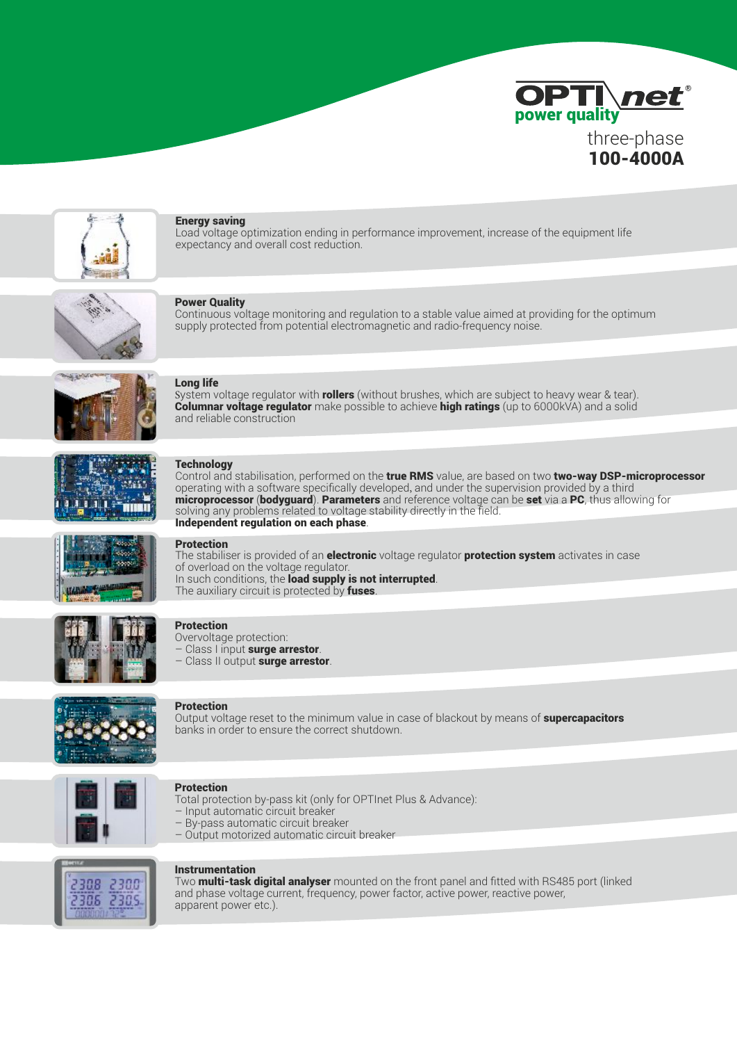# OPTInet®

power quality

three-phase
**100-4000A**

### Energy saving

Load voltage optimization ending in performance improvement, increase of the equipment life expectancy and overall cost reduction.

### Power Quality

Continuous voltage monitoring and regulation to a stable value aimed at providing for the optimum supply protected from potential electromagnetic and radio-frequency noise.

### Long life

System voltage regulator with **rollers** (without brushes, which are subject to heavy wear & tear).
**Columnar voltage regulator** make possible to achieve **high ratings** (up to 6000kVA) and a solid and reliable construction

### Technology

Control and stabilisation, performed on the **true RMS** value, are based on two **two-way DSP-microprocessor** operating with a software specifically developed, and under the supervision provided by a third **microprocessor** (**bodyguard**). **Parameters** and reference voltage can be **set** via a **PC**, thus allowing for solving any problems related to voltage stability directly in the field.
**Independent regulation on each phase**.

### Protection

The stabiliser is provided of an **electronic** voltage regulator **protection system** activates in case of overload on the voltage regulator.
In such conditions, the **load supply is not interrupted**.
The auxiliary circuit is protected by **fuses**.

### Protection

Overvoltage protection:
– Class I input **surge arrestor**.
– Class II output **surge arrestor**.

### Protection

Output voltage reset to the minimum value in case of blackout by means of **supercapacitors** banks in order to ensure the correct shutdown.

### Protection

Total protection by-pass kit (only for OPTInet Plus & Advance):
– Input automatic circuit breaker
– By-pass automatic circuit breaker
– Output motorized automatic circuit breaker

### Instrumentation

Two **multi-task digital analyser** mounted on the front panel and fitted with RS485 port (linked and phase voltage current, frequency, power factor, active power, reactive power, apparent power etc.).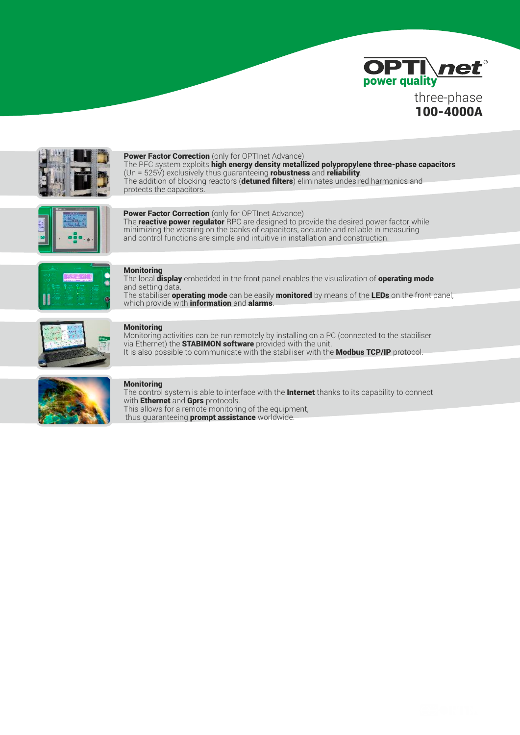OPTInet® power quality

three-phase
**100-4000A**

**Power Factor Correction** (only for OPTInet Advance)
The PFC system exploits **high energy density metallized polypropylene three-phase capacitors** (Un = 525V) exclusively thus guaranteeing **robustness** and **reliability**.
The addition of blocking reactors (**detuned filters**) eliminates undesired harmonics and protects the capacitors.

**Power Factor Correction** (only for OPTInet Advance)
The **reactive power regulator** RPC are designed to provide the desired power factor while minimizing the wearing on the banks of capacitors, accurate and reliable in measuring and control functions are simple and intuitive in installation and construction.

**Monitoring**
The local **display** embedded in the front panel enables the visualization of **operating mode** and setting data.
The stabiliser **operating mode** can be easily **monitored** by means of the **LEDs** on the front panel, which provide with **information** and **alarms**.

**Monitoring**
Monitoring activities can be run remotely by installing on a PC (connected to the stabiliser via Ethernet) the **STABIMON software** provided with the unit.
It is also possible to communicate with the stabiliser with the **Modbus TCP/IP** protocol.

**Monitoring**
The control system is able to interface with the **Internet** thanks to its capability to connect with **Ethernet** and **Gprs** protocols.
This allows for a remote monitoring of the equipment, thus guaranteeing **prompt assistance** worldwide.